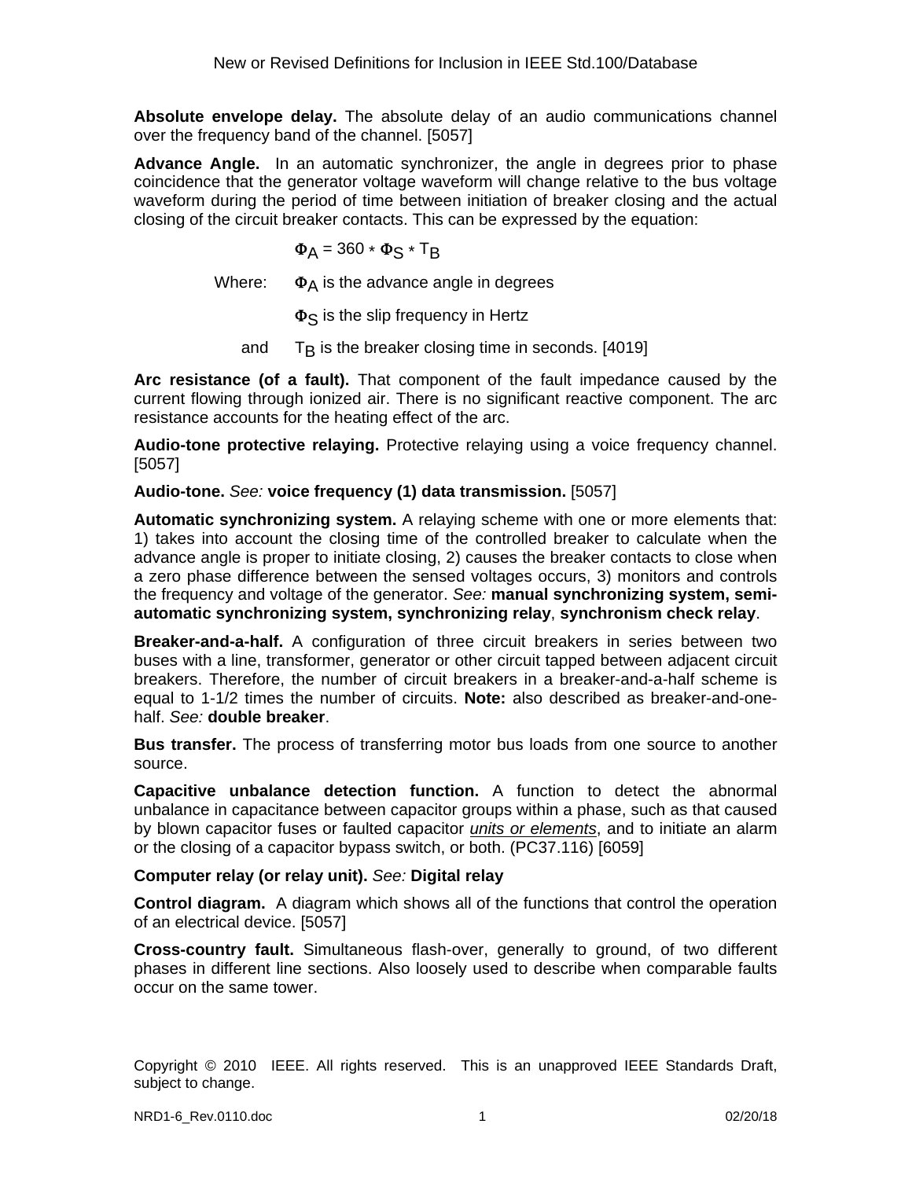Absolute envelope delay. The absolute delay of an audio communications channel over the frequency band of the channel. [5057]

**Absolute envelope delay.** The absolute delay of an audio communications channel over the frequency band of the channel. [5057]

**Advance Angle.** In an automatic synchronizer, the angle in degrees prior to phase coincidence that the generator voltage waveform will change relative to the bus voltage waveform during the period of time between initiation of breaker closing and the actual closing of the circuit breaker contacts. This can be expressed by the equation:

$$\Phi_A = 360 * \Phi_S * T_B$$

Where: $\Phi_A$ is the advance angle in degrees

$\Phi_S$ is the slip frequency in Hertz

and $T_B$ is the breaker closing time in seconds. [4019]

**Arc resistance (of a fault).** That component of the fault impedance caused by the current flowing through ionized air. There is no significant reactive component. The arc resistance accounts for the heating effect of the arc.

**Audio-tone protective relaying.** Protective relaying using a voice frequency channel. [5057]

**Audio-tone.** *See:* **voice frequency (1) data transmission.** [5057]

**Automatic synchronizing system.** A relaying scheme with one or more elements that: 1) takes into account the closing time of the controlled breaker to calculate when the advance angle is proper to initiate closing, 2) causes the breaker contacts to close when a zero phase difference between the sensed voltages occurs, 3) monitors and controls the frequency and voltage of the generator. *See:* **manual synchronizing system, semi-automatic synchronizing system, synchronizing relay**, **synchronism check relay**.

**Breaker-and-a-half.** A configuration of three circuit breakers in series between two buses with a line, transformer, generator or other circuit tapped between adjacent circuit breakers. Therefore, the number of circuit breakers in a breaker-and-a-half scheme is equal to 1-1/2 times the number of circuits. **Note:** also described as breaker-and-one-half. *See:* **double breaker**.

**Bus transfer.** The process of transferring motor bus loads from one source to another source.

**Capacitive unbalance detection function.** A function to detect the abnormal unbalance in capacitance between capacitor groups within a phase, such as that caused by blown capacitor fuses or faulted capacitor *units or elements*, and to initiate an alarm or the closing of a capacitor bypass switch, or both. (PC37.116) [6059]

**Computer relay (or relay unit).** *See:* **Digital relay**

**Control diagram.** A diagram which shows all of the functions that control the operation of an electrical device. [5057]

**Cross-country fault.** Simultaneous flash-over, generally to ground, of two different phases in different line sections. Also loosely used to describe when comparable faults occur on the same tower.

Copyright © 2010 IEEE. All rights reserved. This is an unapproved IEEE Standards Draft, subject to change.

**Absolute envelope delay.** The absolute delay of an audio communications channel over the frequency band of the channel. [5057]

**Advance Angle.** In an automatic synchronizer, the angle in degrees prior to phase coincidence that the generator voltage waveform will change relative to the bus voltage waveform during the period of time between initiation of breaker closing and the actual closing of the circuit breaker contacts. This can be expressed by the equation:

$$\Phi_A = 360 * \Phi_S * T_B$$

Where: $\Phi_A$ is the advance angle in degrees

$\Phi_S$ is the slip frequency in Hertz

and $T_B$ is the breaker closing time in seconds. [4019]

**Arc resistance (of a fault).** That component of the fault impedance caused by the current flowing through ionized air. There is no significant reactive component. The arc resistance accounts for the heating effect of the arc.

**Audio-tone protective relaying.** Protective relaying using a voice frequency channel. [5057]

**Audio-tone.** *See:* **voice frequency (1) data transmission.** [5057]

**Automatic synchronizing system.** A relaying scheme with one or more elements that: 1) takes into account the closing time of the controlled breaker to calculate when the advance angle is proper to initiate closing, 2) causes the breaker contacts to close when a zero phase difference between the sensed voltages occurs, 3) monitors and controls the frequency and voltage of the generator. *See:* **manual synchronizing system, semi-automatic synchronizing system, synchronizing relay**, **synchronism check relay**.

**Breaker-and-a-half.** A configuration of three circuit breakers in series between two buses with a line, transformer, generator or other circuit tapped between adjacent circuit breakers. Therefore, the number of circuit breakers in a breaker-and-a-half scheme is equal to 1-1/2 times the number of circuits. **Note:** also described as breaker-and-one-half. *See:* **double breaker**.

**Bus transfer.** The process of transferring motor bus loads from one source to another source.

**Capacitive unbalance detection function.** A function to detect the abnormal unbalance in capacitance between capacitor groups within a phase, such as that caused by blown capacitor fuses or faulted capacitor *units or elements*, and to initiate an alarm or the closing of a capacitor bypass switch, or both. (PC37.116) [6059]

**Computer relay (or relay unit).** *See:* **Digital relay**

**Control diagram.** A diagram which shows all of the functions that control the operation of an electrical device. [5057]

**Cross-country fault.** Simultaneous flash-over, generally to ground, of two different phases in different line sections. Also loosely used to describe when comparable faults occur on the same tower.

Copyright © 2010 IEEE. All rights reserved. This is an unapproved IEEE Standards Draft, subject to change.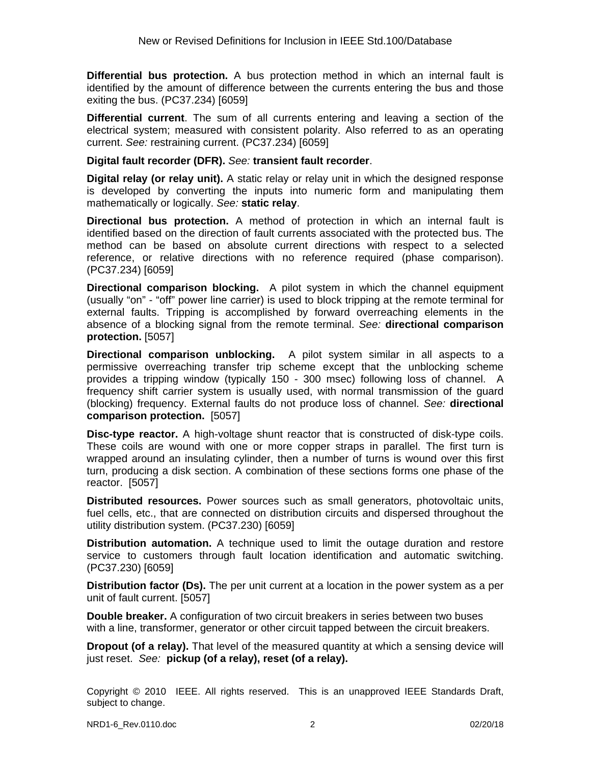**Differential bus protection.** A bus protection method in which an internal fault is identified by the amount of difference between the currents entering the bus and those exiting the bus. (PC37.234) [6059]

**Differential current**. The sum of all currents entering and leaving a section of the electrical system; measured with consistent polarity. Also referred to as an operating current. *See:* restraining current. (PC37.234) [6059]

**Digital fault recorder (DFR).** *See:* **transient fault recorder**.

**Digital relay (or relay unit).** A static relay or relay unit in which the designed response is developed by converting the inputs into numeric form and manipulating them mathematically or logically. *See:* **static relay**.

**Directional bus protection.** A method of protection in which an internal fault is identified based on the direction of fault currents associated with the protected bus. The method can be based on absolute current directions with respect to a selected reference, or relative directions with no reference required (phase comparison). (PC37.234) [6059]

**Directional comparison blocking.** A pilot system in which the channel equipment (usually "on" - "off" power line carrier) is used to block tripping at the remote terminal for external faults. Tripping is accomplished by forward overreaching elements in the absence of a blocking signal from the remote terminal. *See:* **directional comparison protection.** [5057]

**Directional comparison unblocking.** A pilot system similar in all aspects to a permissive overreaching transfer trip scheme except that the unblocking scheme provides a tripping window (typically 150 - 300 msec) following loss of channel. A frequency shift carrier system is usually used, with normal transmission of the guard (blocking) frequency. External faults do not produce loss of channel. *See:* **directional comparison protection.** [5057]

**Disc-type reactor.** A high-voltage shunt reactor that is constructed of disk-type coils. These coils are wound with one or more copper straps in parallel. The first turn is wrapped around an insulating cylinder, then a number of turns is wound over this first turn, producing a disk section. A combination of these sections forms one phase of the reactor. [5057]

**Distributed resources.** Power sources such as small generators, photovoltaic units, fuel cells, etc., that are connected on distribution circuits and dispersed throughout the utility distribution system. (PC37.230) [6059]

**Distribution automation.** A technique used to limit the outage duration and restore service to customers through fault location identification and automatic switching. (PC37.230) [6059]

**Distribution factor (Ds).** The per unit current at a location in the power system as a per unit of fault current. [5057]

**Double breaker.** A configuration of two circuit breakers in series between two buses with a line, transformer, generator or other circuit tapped between the circuit breakers.

**Dropout (of a relay).** That level of the measured quantity at which a sensing device will just reset. *See:* **pickup (of a relay), reset (of a relay).**

Copyright © 2010 IEEE. All rights reserved. This is an unapproved IEEE Standards Draft, subject to change.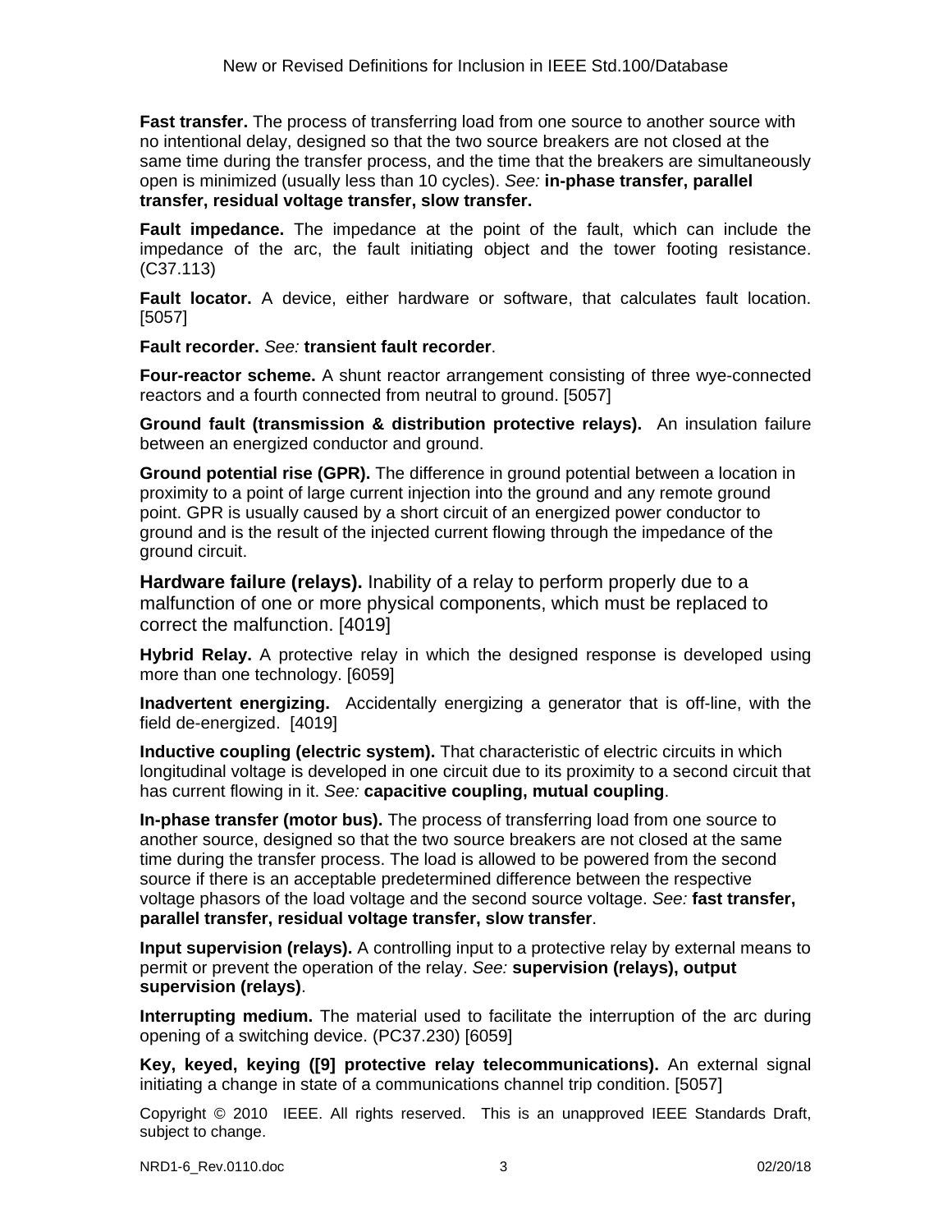**Fast transfer.** The process of transferring load from one source to another source with no intentional delay, designed so that the two source breakers are not closed at the same time during the transfer process, and the time that the breakers are simultaneously open is minimized (usually less than 10 cycles). *See:* **in-phase transfer, parallel transfer, residual voltage transfer, slow transfer.**

**Fault impedance.** The impedance at the point of the fault, which can include the impedance of the arc, the fault initiating object and the tower footing resistance. (C37.113)

**Fault locator.** A device, either hardware or software, that calculates fault location. [5057]

**Fault recorder.** *See:* **transient fault recorder**.

**Four-reactor scheme.** A shunt reactor arrangement consisting of three wye-connected reactors and a fourth connected from neutral to ground. [5057]

**Ground fault (transmission & distribution protective relays).** An insulation failure between an energized conductor and ground.

**Ground potential rise (GPR).** The difference in ground potential between a location in proximity to a point of large current injection into the ground and any remote ground point. GPR is usually caused by a short circuit of an energized power conductor to ground and is the result of the injected current flowing through the impedance of the ground circuit.

**Hardware failure (relays).** Inability of a relay to perform properly due to a malfunction of one or more physical components, which must be replaced to correct the malfunction. [4019]

**Hybrid Relay.** A protective relay in which the designed response is developed using more than one technology. [6059]

**Inadvertent energizing.** Accidentally energizing a generator that is off-line, with the field de-energized. [4019]

**Inductive coupling (electric system).** That characteristic of electric circuits in which longitudinal voltage is developed in one circuit due to its proximity to a second circuit that has current flowing in it. *See:* **capacitive coupling, mutual coupling**.

**In-phase transfer (motor bus).** The process of transferring load from one source to another source, designed so that the two source breakers are not closed at the same time during the transfer process. The load is allowed to be powered from the second source if there is an acceptable predetermined difference between the respective voltage phasors of the load voltage and the second source voltage. *See:* **fast transfer, parallel transfer, residual voltage transfer, slow transfer**.

**Input supervision (relays).** A controlling input to a protective relay by external means to permit or prevent the operation of the relay. *See:* **supervision (relays), output supervision (relays)**.

**Interrupting medium.** The material used to facilitate the interruption of the arc during opening of a switching device. (PC37.230) [6059]

**Key, keyed, keying ([9] protective relay telecommunications).** An external signal initiating a change in state of a communications channel trip condition. [5057]

Copyright © 2010 IEEE. All rights reserved. This is an unapproved IEEE Standards Draft, subject to change.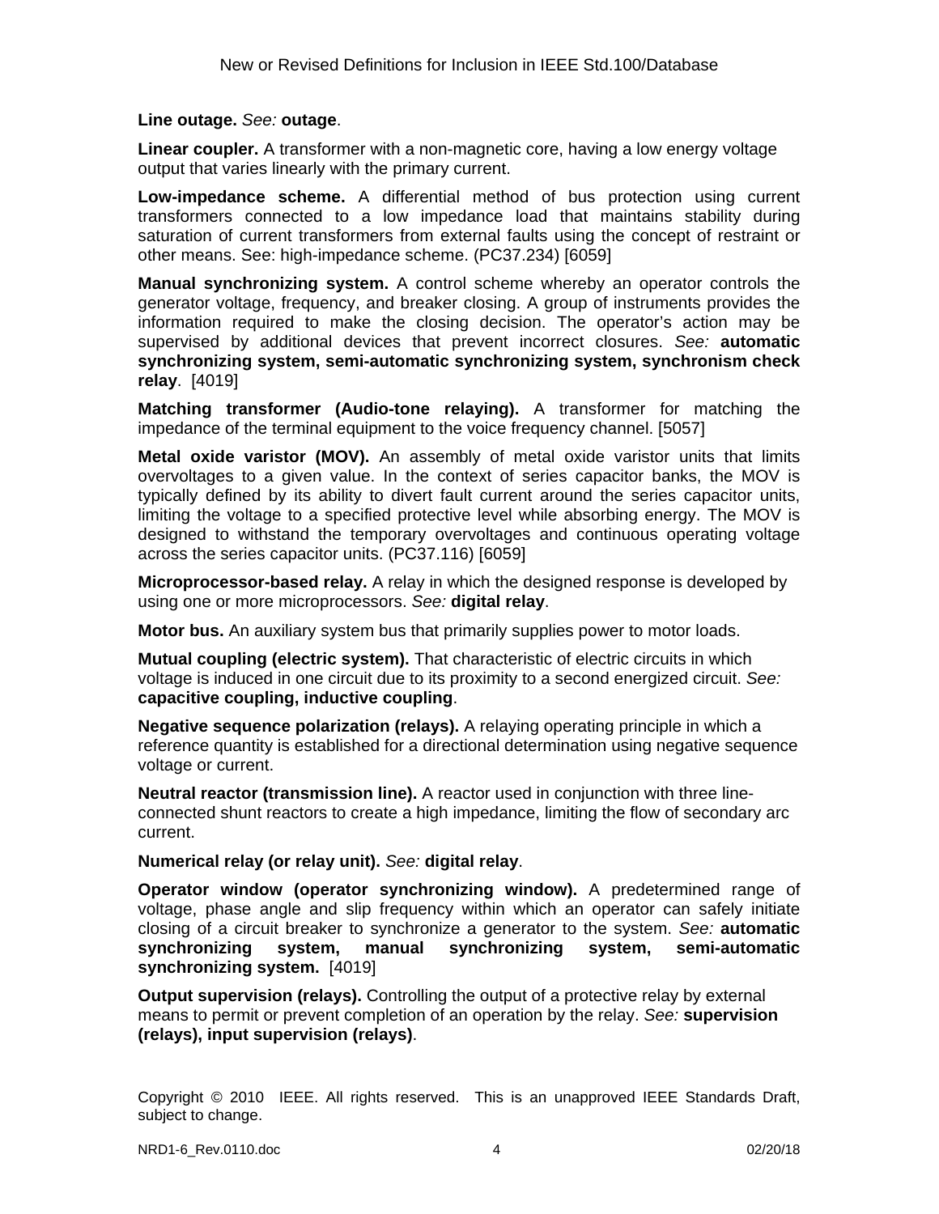**Line outage.** *See:* **outage**.

**Linear coupler.** A transformer with a non-magnetic core, having a low energy voltage output that varies linearly with the primary current.

**Low-impedance scheme.** A differential method of bus protection using current transformers connected to a low impedance load that maintains stability during saturation of current transformers from external faults using the concept of restraint or other means. See: high-impedance scheme. (PC37.234) [6059]

**Manual synchronizing system.** A control scheme whereby an operator controls the generator voltage, frequency, and breaker closing. A group of instruments provides the information required to make the closing decision. The operator's action may be supervised by additional devices that prevent incorrect closures. *See:* **automatic synchronizing system, semi-automatic synchronizing system, synchronism check relay**. [4019]

**Matching transformer (Audio-tone relaying).** A transformer for matching the impedance of the terminal equipment to the voice frequency channel. [5057]

**Metal oxide varistor (MOV).** An assembly of metal oxide varistor units that limits overvoltages to a given value. In the context of series capacitor banks, the MOV is typically defined by its ability to divert fault current around the series capacitor units, limiting the voltage to a specified protective level while absorbing energy. The MOV is designed to withstand the temporary overvoltages and continuous operating voltage across the series capacitor units. (PC37.116) [6059]

**Microprocessor-based relay.** A relay in which the designed response is developed by using one or more microprocessors. *See:* **digital relay**.

**Motor bus.** An auxiliary system bus that primarily supplies power to motor loads.

**Mutual coupling (electric system).** That characteristic of electric circuits in which voltage is induced in one circuit due to its proximity to a second energized circuit. *See:* **capacitive coupling, inductive coupling**.

**Negative sequence polarization (relays).** A relaying operating principle in which a reference quantity is established for a directional determination using negative sequence voltage or current.

**Neutral reactor (transmission line).** A reactor used in conjunction with three line-connected shunt reactors to create a high impedance, limiting the flow of secondary arc current.

**Numerical relay (or relay unit).** *See:* **digital relay**.

**Operator window (operator synchronizing window).** A predetermined range of voltage, phase angle and slip frequency within which an operator can safely initiate closing of a circuit breaker to synchronize a generator to the system. *See:* **automatic synchronizing system, manual synchronizing system, semi-automatic synchronizing system.** [4019]

**Output supervision (relays).** Controlling the output of a protective relay by external means to permit or prevent completion of an operation by the relay. *See:* **supervision (relays), input supervision (relays)**.

Copyright © 2010 IEEE. All rights reserved. This is an unapproved IEEE Standards Draft, subject to change.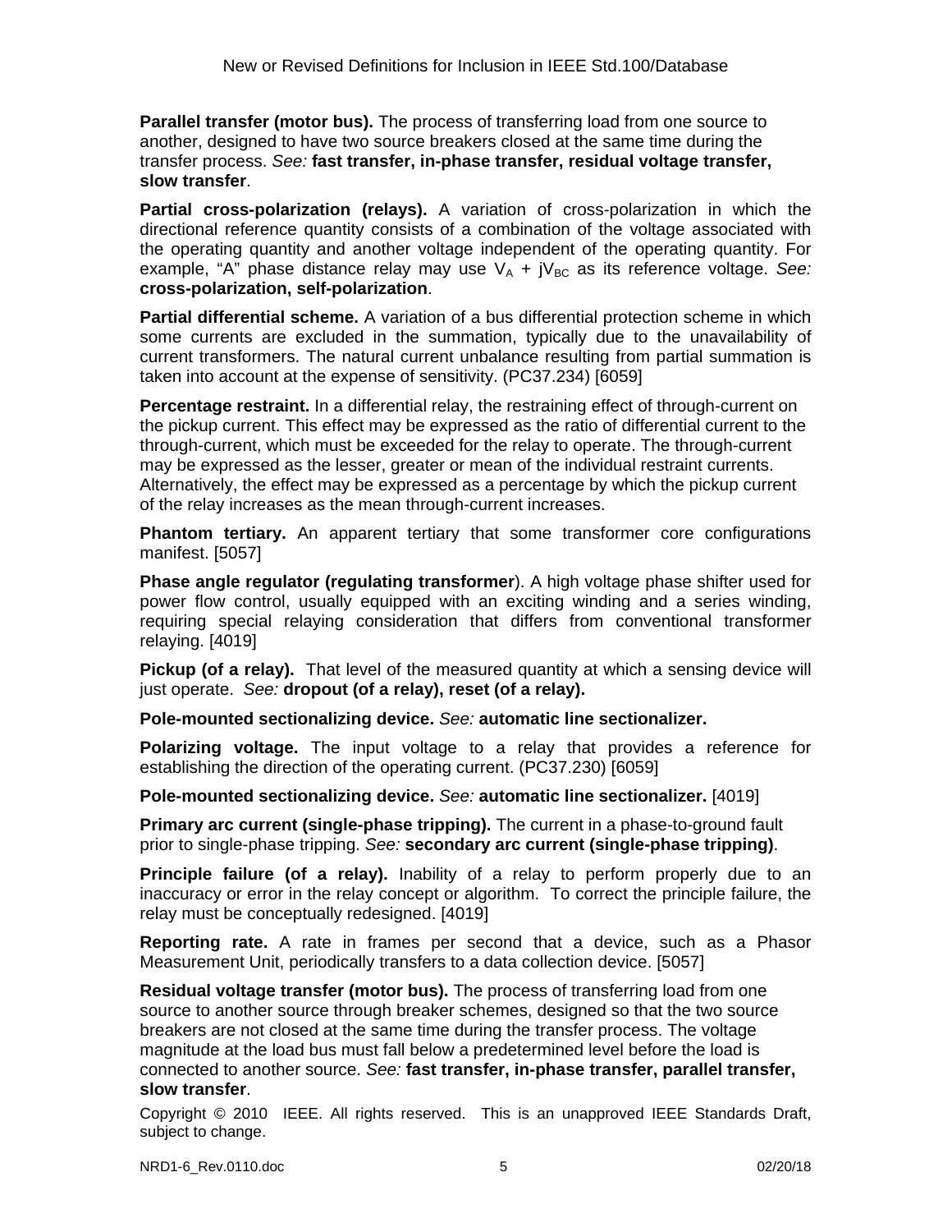**Parallel transfer (motor bus).** The process of transferring load from one source to another, designed to have two source breakers closed at the same time during the transfer process. *See:* **fast transfer, in-phase transfer, residual voltage transfer, slow transfer**.

**Partial cross-polarization (relays).** A variation of cross-polarization in which the directional reference quantity consists of a combination of the voltage associated with the operating quantity and another voltage independent of the operating quantity. For example, "A" phase distance relay may use $V_A + jV_{BC}$ as its reference voltage. *See:* **cross-polarization, self-polarization**.

**Partial differential scheme.** A variation of a bus differential protection scheme in which some currents are excluded in the summation, typically due to the unavailability of current transformers. The natural current unbalance resulting from partial summation is taken into account at the expense of sensitivity. (PC37.234) [6059]

**Percentage restraint.** In a differential relay, the restraining effect of through-current on the pickup current. This effect may be expressed as the ratio of differential current to the through-current, which must be exceeded for the relay to operate. The through-current may be expressed as the lesser, greater or mean of the individual restraint currents. Alternatively, the effect may be expressed as a percentage by which the pickup current of the relay increases as the mean through-current increases.

**Phantom tertiary.** An apparent tertiary that some transformer core configurations manifest. [5057]

**Phase angle regulator (regulating transformer**). A high voltage phase shifter used for power flow control, usually equipped with an exciting winding and a series winding, requiring special relaying consideration that differs from conventional transformer relaying. [4019]

**Pickup (of a relay).** That level of the measured quantity at which a sensing device will just operate. *See:* **dropout (of a relay), reset (of a relay).**

**Pole-mounted sectionalizing device.** *See:* **automatic line sectionalizer.**

**Polarizing voltage.** The input voltage to a relay that provides a reference for establishing the direction of the operating current. (PC37.230) [6059]

**Pole-mounted sectionalizing device.** *See:* **automatic line sectionalizer.** [4019]

**Primary arc current (single-phase tripping).** The current in a phase-to-ground fault prior to single-phase tripping. *See:* **secondary arc current (single-phase tripping)**.

**Principle failure (of a relay).** Inability of a relay to perform properly due to an inaccuracy or error in the relay concept or algorithm. To correct the principle failure, the relay must be conceptually redesigned. [4019]

**Reporting rate.** A rate in frames per second that a device, such as a Phasor Measurement Unit, periodically transfers to a data collection device. [5057]

**Residual voltage transfer (motor bus).** The process of transferring load from one source to another source through breaker schemes, designed so that the two source breakers are not closed at the same time during the transfer process. The voltage magnitude at the load bus must fall below a predetermined level before the load is connected to another source. *See:* **fast transfer, in-phase transfer, parallel transfer, slow transfer**.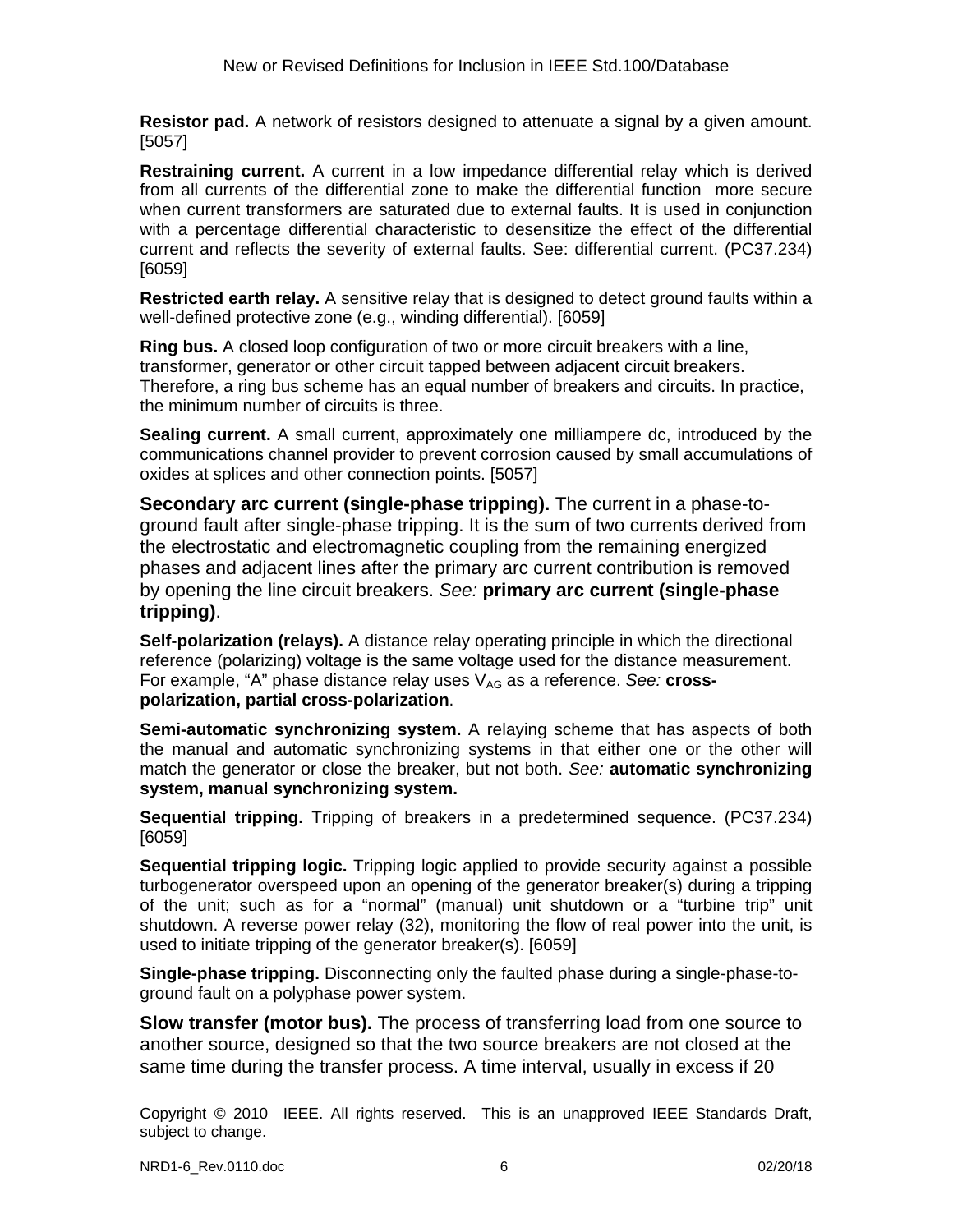**Resistor pad.** A network of resistors designed to attenuate a signal by a given amount. [5057]

**Restraining current.** A current in a low impedance differential relay which is derived from all currents of the differential zone to make the differential function more secure when current transformers are saturated due to external faults. It is used in conjunction with a percentage differential characteristic to desensitize the effect of the differential current and reflects the severity of external faults. See: differential current. (PC37.234) [6059]

**Restricted earth relay.** A sensitive relay that is designed to detect ground faults within a well-defined protective zone (e.g., winding differential). [6059]

**Ring bus.** A closed loop configuration of two or more circuit breakers with a line, transformer, generator or other circuit tapped between adjacent circuit breakers. Therefore, a ring bus scheme has an equal number of breakers and circuits. In practice, the minimum number of circuits is three.

**Sealing current.** A small current, approximately one milliampere dc, introduced by the communications channel provider to prevent corrosion caused by small accumulations of oxides at splices and other connection points. [5057]

**Secondary arc current (single-phase tripping).** The current in a phase-to-ground fault after single-phase tripping. It is the sum of two currents derived from the electrostatic and electromagnetic coupling from the remaining energized phases and adjacent lines after the primary arc current contribution is removed by opening the line circuit breakers. *See:* **primary arc current (single-phase tripping)**.

**Self-polarization (relays).** A distance relay operating principle in which the directional reference (polarizing) voltage is the same voltage used for the distance measurement. For example, "A" phase distance relay uses $V_{AG}$ as a reference. *See:* **cross-polarization, partial cross-polarization**.

**Semi-automatic synchronizing system.** A relaying scheme that has aspects of both the manual and automatic synchronizing systems in that either one or the other will match the generator or close the breaker, but not both. *See:* **automatic synchronizing system, manual synchronizing system.**

**Sequential tripping.** Tripping of breakers in a predetermined sequence. (PC37.234) [6059]

**Sequential tripping logic.** Tripping logic applied to provide security against a possible turbogenerator overspeed upon an opening of the generator breaker(s) during a tripping of the unit; such as for a "normal" (manual) unit shutdown or a "turbine trip" unit shutdown. A reverse power relay (32), monitoring the flow of real power into the unit, is used to initiate tripping of the generator breaker(s). [6059]

**Single-phase tripping.** Disconnecting only the faulted phase during a single-phase-to-ground fault on a polyphase power system.

**Slow transfer (motor bus).** The process of transferring load from one source to another source, designed so that the two source breakers are not closed at the same time during the transfer process. A time interval, usually in excess if 20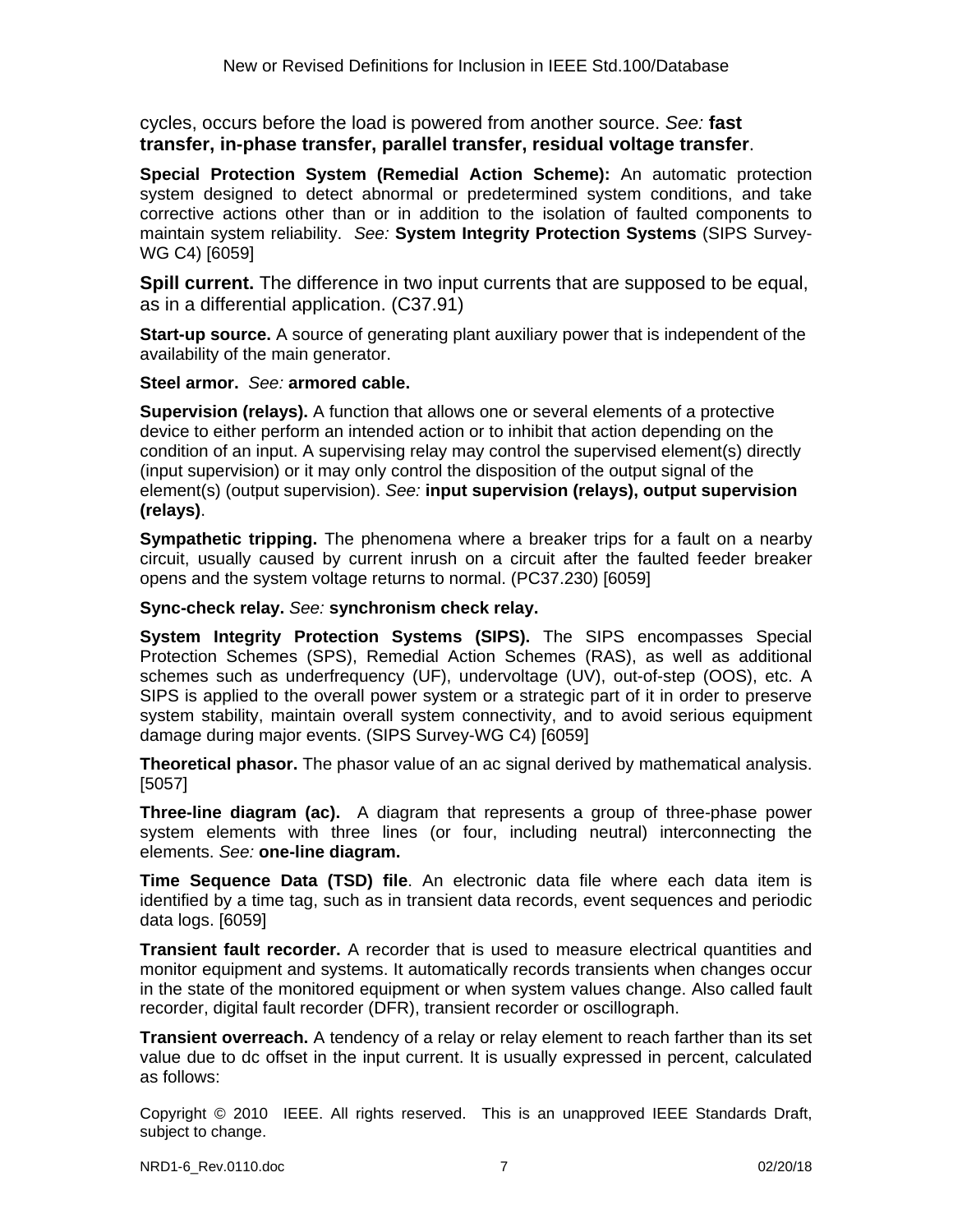cycles, occurs before the load is powered from another source. *See:* **fast transfer, in-phase transfer, parallel transfer, residual voltage transfer**.

**Special Protection System (Remedial Action Scheme):** An automatic protection system designed to detect abnormal or predetermined system conditions, and take corrective actions other than or in addition to the isolation of faulted components to maintain system reliability. *See:* **System Integrity Protection Systems** (SIPS Survey-WG C4) [6059]

**Spill current.** The difference in two input currents that are supposed to be equal, as in a differential application. (C37.91)

**Start-up source.** A source of generating plant auxiliary power that is independent of the availability of the main generator.

**Steel armor.** *See:* **armored cable.**

**Supervision (relays).** A function that allows one or several elements of a protective device to either perform an intended action or to inhibit that action depending on the condition of an input. A supervising relay may control the supervised element(s) directly (input supervision) or it may only control the disposition of the output signal of the element(s) (output supervision). *See:* **input supervision (relays), output supervision (relays)**.

**Sympathetic tripping.** The phenomena where a breaker trips for a fault on a nearby circuit, usually caused by current inrush on a circuit after the faulted feeder breaker opens and the system voltage returns to normal. (PC37.230) [6059]

**Sync-check relay.** *See:* **synchronism check relay.**

**System Integrity Protection Systems (SIPS).** The SIPS encompasses Special Protection Schemes (SPS), Remedial Action Schemes (RAS), as well as additional schemes such as underfrequency (UF), undervoltage (UV), out-of-step (OOS), etc. A SIPS is applied to the overall power system or a strategic part of it in order to preserve system stability, maintain overall system connectivity, and to avoid serious equipment damage during major events. (SIPS Survey-WG C4) [6059]

**Theoretical phasor.** The phasor value of an ac signal derived by mathematical analysis. [5057]

**Three-line diagram (ac).** A diagram that represents a group of three-phase power system elements with three lines (or four, including neutral) interconnecting the elements. *See:* **one-line diagram.**

**Time Sequence Data (TSD) file**. An electronic data file where each data item is identified by a time tag, such as in transient data records, event sequences and periodic data logs. [6059]

**Transient fault recorder.** A recorder that is used to measure electrical quantities and monitor equipment and systems. It automatically records transients when changes occur in the state of the monitored equipment or when system values change. Also called fault recorder, digital fault recorder (DFR), transient recorder or oscillograph.

**Transient overreach.** A tendency of a relay or relay element to reach farther than its set value due to dc offset in the input current. It is usually expressed in percent, calculated as follows:

Copyright © 2010 IEEE. All rights reserved. This is an unapproved IEEE Standards Draft, subject to change.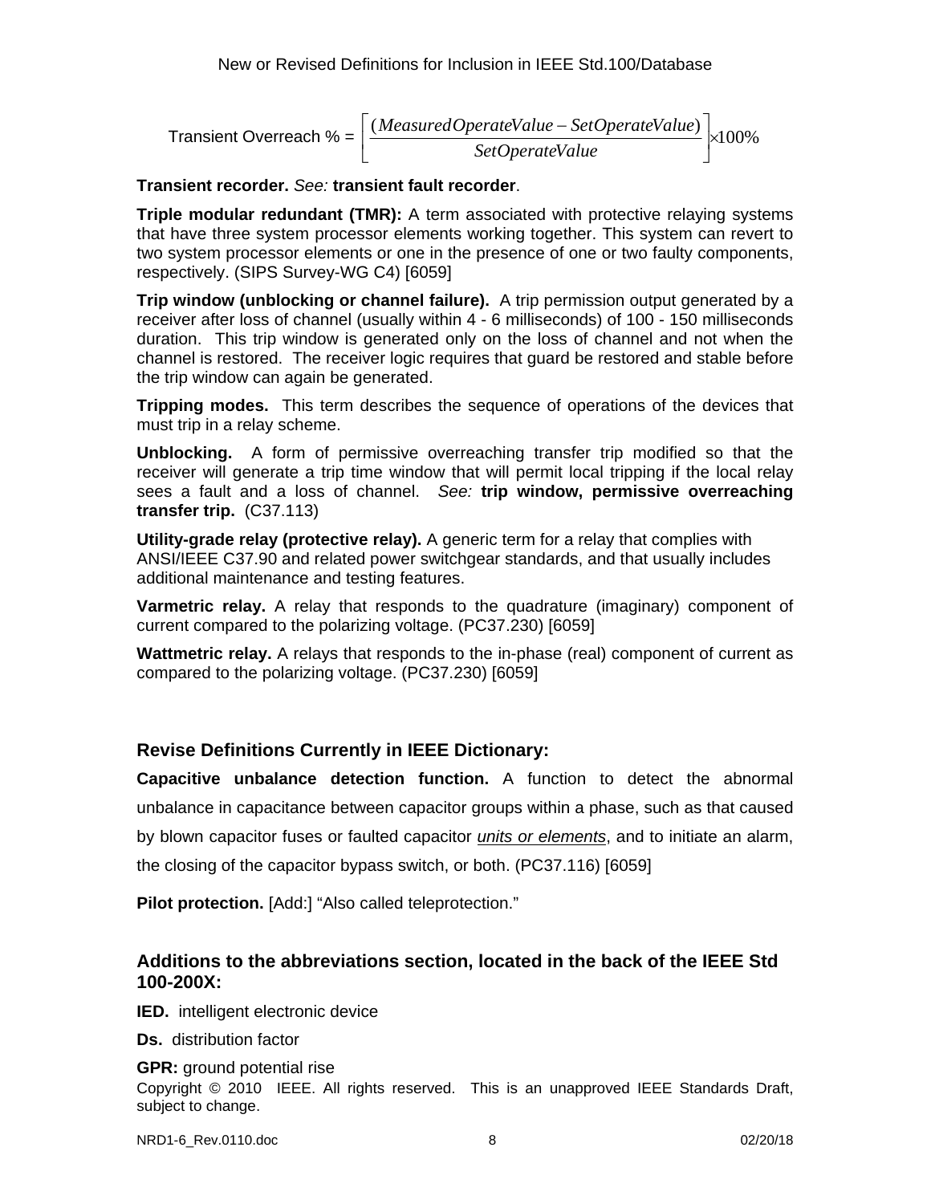Transient Overreach % = $\left[\frac{(MeasuredOperateValue - SetOperateValue)}{SetOperateValue}\right] \times 100\%$

**Transient recorder.** *See:* **transient fault recorder**.

**Triple modular redundant (TMR):** A term associated with protective relaying systems that have three system processor elements working together. This system can revert to two system processor elements or one in the presence of one or two faulty components, respectively. (SIPS Survey-WG C4) [6059]

**Trip window (unblocking or channel failure).** A trip permission output generated by a receiver after loss of channel (usually within 4 - 6 milliseconds) of 100 - 150 milliseconds duration. This trip window is generated only on the loss of channel and not when the channel is restored. The receiver logic requires that guard be restored and stable before the trip window can again be generated.

**Tripping modes.** This term describes the sequence of operations of the devices that must trip in a relay scheme.

**Unblocking.** A form of permissive overreaching transfer trip modified so that the receiver will generate a trip time window that will permit local tripping if the local relay sees a fault and a loss of channel. *See:* **trip window, permissive overreaching transfer trip.** (C37.113)

**Utility-grade relay (protective relay).** A generic term for a relay that complies with ANSI/IEEE C37.90 and related power switchgear standards, and that usually includes additional maintenance and testing features.

**Varmetric relay.** A relay that responds to the quadrature (imaginary) component of current compared to the polarizing voltage. (PC37.230) [6059]

**Wattmetric relay.** A relays that responds to the in-phase (real) component of current as compared to the polarizing voltage. (PC37.230) [6059]

## Revise Definitions Currently in IEEE Dictionary:

**Capacitive unbalance detection function.** A function to detect the abnormal unbalance in capacitance between capacitor groups within a phase, such as that caused by blown capacitor fuses or faulted capacitor *units or elements*, and to initiate an alarm, the closing of the capacitor bypass switch, or both. (PC37.116) [6059]

**Pilot protection.** [Add:] "Also called teleprotection."

## Additions to the abbreviations section, located in the back of the IEEE Std 100-200X:

**IED.** intelligent electronic device

**Ds.** distribution factor

**GPR:** ground potential rise

Copyright © 2010 IEEE. All rights reserved. This is an unapproved IEEE Standards Draft, subject to change.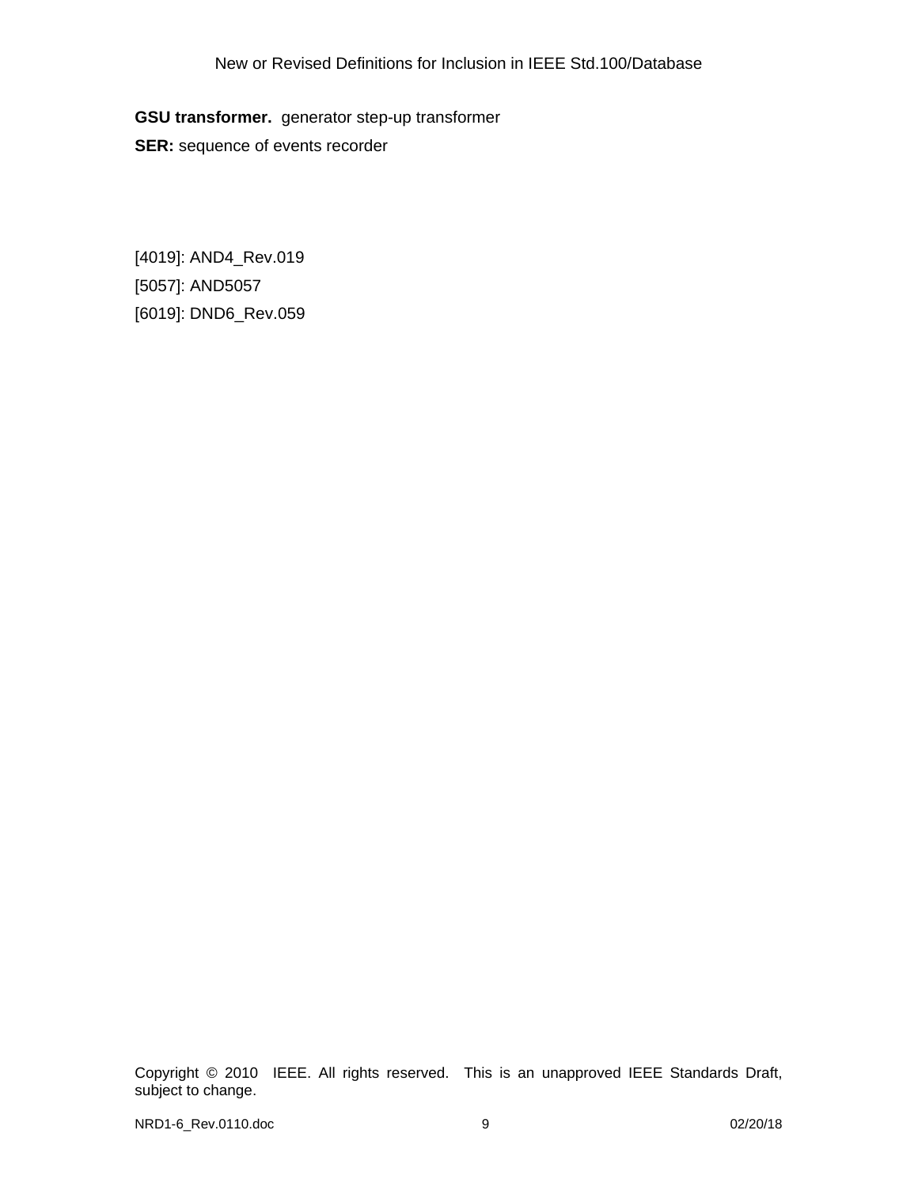**GSU transformer.** generator step-up transformer

**SER:** sequence of events recorder

[4019]: AND4_Rev.019

[5057]: AND5057

[6019]: DND6_Rev.059

Copyright © 2010 IEEE. All rights reserved. This is an unapproved IEEE Standards Draft, subject to change.